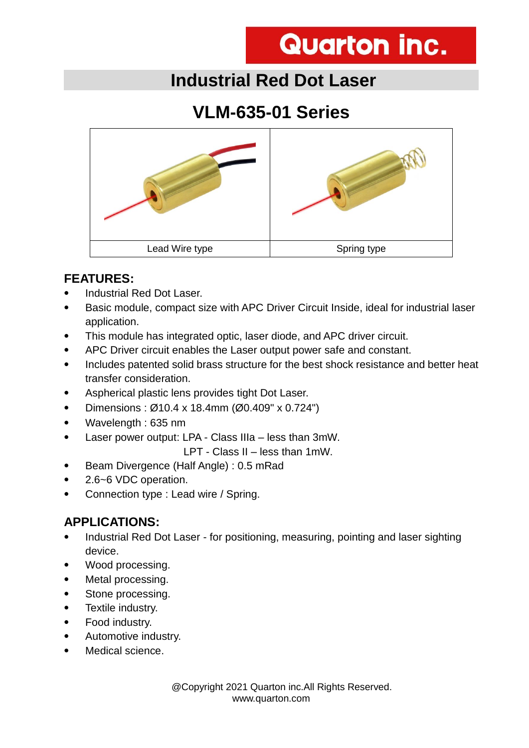Quarton inc.

# Industrial Red Dot Laser

## VLM-635-01 Series

| Lead Wire type | Spring type |
|---|---|

### FEATURES:

- Industrial Red Dot Laser.
- Basic module, compact size with APC Driver Circuit Inside, ideal for industrial laser application.
- This module has integrated optic, laser diode, and APC driver circuit.
- APC Driver circuit enables the Laser output power safe and constant.
- Includes patented solid brass structure for the best shock resistance and better heat transfer consideration.
- Aspherical plastic lens provides tight Dot Laser.
- Dimensions : Ø10.4 x 18.4mm (Ø0.409" x 0.724")
- Wavelength : 635 nm
- Laser power output: LPA - Class IIIa – less than 3mW.
  LPT - Class II – less than 1mW.
- Beam Divergence (Half Angle) : 0.5 mRad
- 2.6~6 VDC operation.
- Connection type : Lead wire / Spring.

### APPLICATIONS:

- Industrial Red Dot Laser - for positioning, measuring, pointing and laser sighting device.
- Wood processing.
- Metal processing.
- Stone processing.
- Textile industry.
- Food industry.
- Automotive industry.
- Medical science.

@Copyright 2021 Quarton inc.All Rights Reserved.
www.quarton.com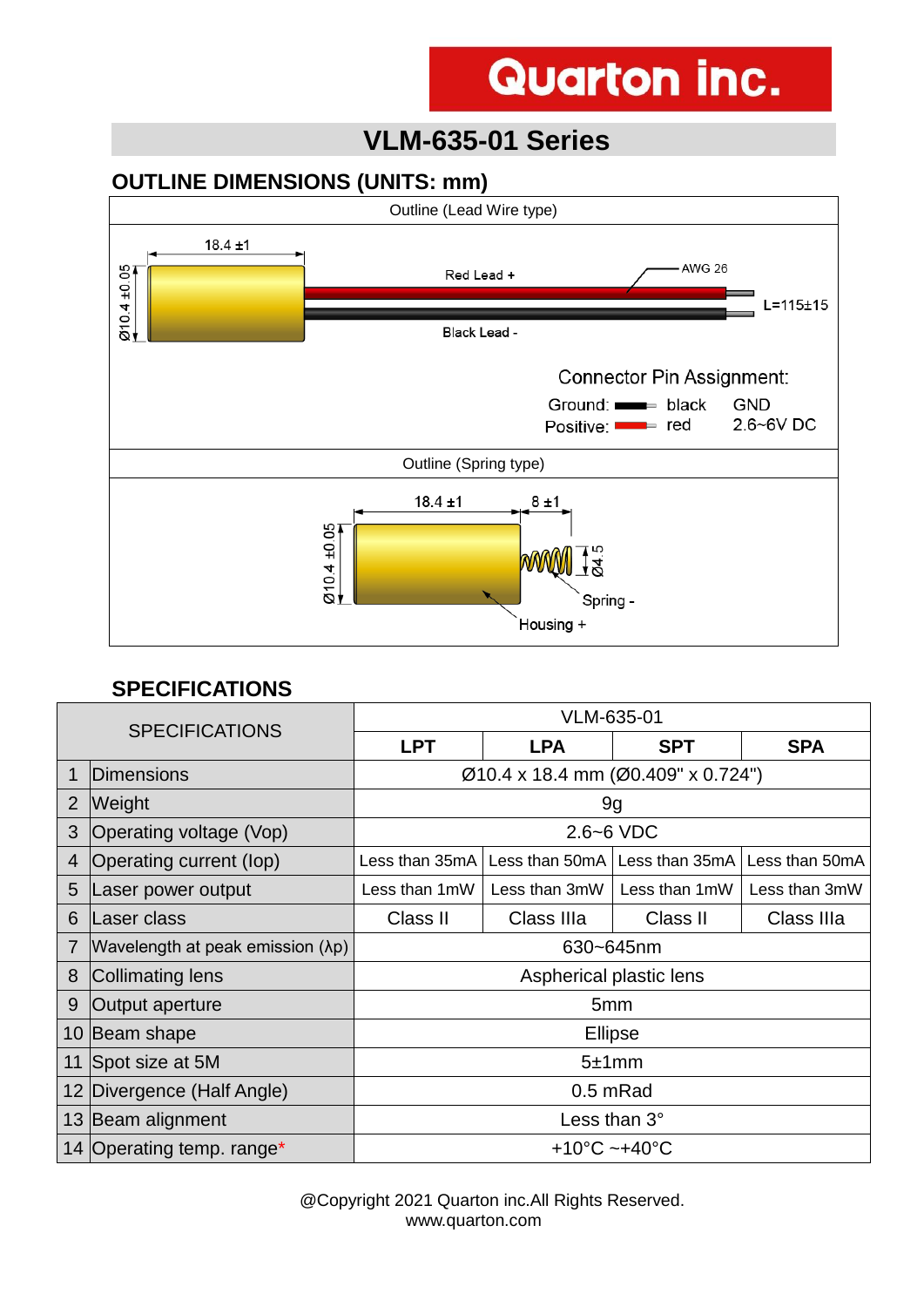# Quarton inc.

## VLM-635-01 Series

### OUTLINE DIMENSIONS (UNITS: mm)

Outline (Lead Wire type)

18.4 ±1

Ø10.4 ±0.05

Red Lead +

AWG 26

L=115±15

Black Lead -

Connector Pin Assignment:

Ground: black GND

Positive: red 2.6~6V DC

Outline (Spring type)

18.4 ±1

8 ±1

Ø10.4 ±0.05

Ø4.5

Spring -

Housing +

### SPECIFICATIONS

| SPECIFICATIONS | | VLM-635-01 | | | |
|---|---|---|---|---|---|
| | | **LPT** | **LPA** | **SPT** | **SPA** |
| 1 | Dimensions | Ø10.4 x 18.4 mm (Ø0.409" x 0.724") | | | |
| 2 | Weight | 9g | | | |
| 3 | Operating voltage (Vop) | 2.6~6 VDC | | | |
| 4 | Operating current (Iop) | Less than 35mA | Less than 50mA | Less than 35mA | Less than 50mA |
| 5 | Laser power output | Less than 1mW | Less than 3mW | Less than 1mW | Less than 3mW |
| 6 | Laser class | Class II | Class IIIa | Class II | Class IIIa |
| 7 | Wavelength at peak emission (λp) | 630~645nm | | | |
| 8 | Collimating lens | Aspherical plastic lens | | | |
| 9 | Output aperture | 5mm | | | |
| 10 | Beam shape | Ellipse | | | |
| 11 | Spot size at 5M | 5±1mm | | | |
| 12 | Divergence (Half Angle) | 0.5 mRad | | | |
| 13 | Beam alignment | Less than 3° | | | |
| 14 | Operating temp. range* | +10°C ~+40°C | | | |

@Copyright 2021 Quarton inc.All Rights Reserved.
www.quarton.com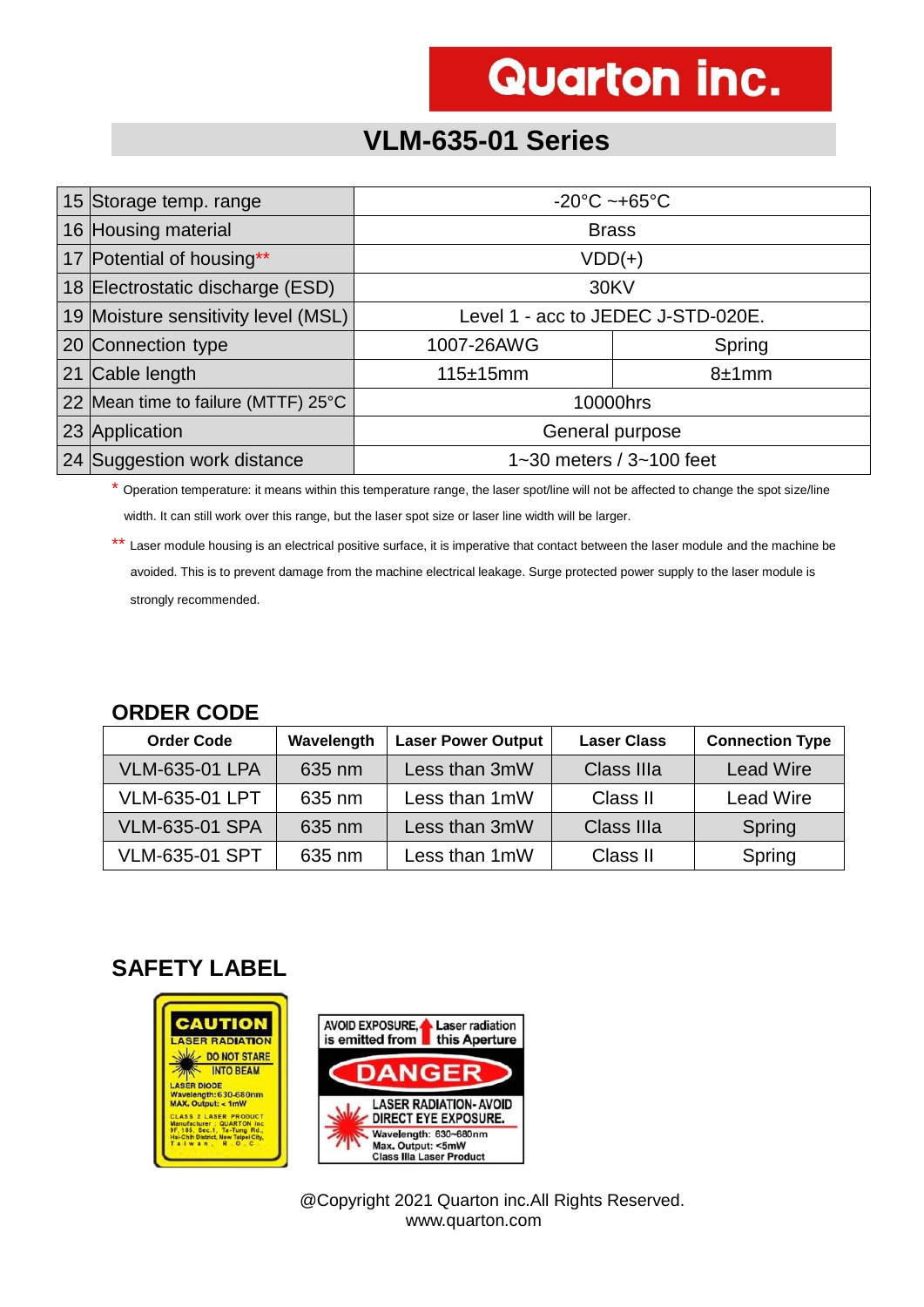# Quarton inc.

## VLM-635-01 Series

| | | | |
|---|---|---|---|
| 15 | Storage temp. range | -20°C ~+65°C | |
| 16 | Housing material | Brass | |
| 17 | Potential of housing** | VDD(+) | |
| 18 | Electrostatic discharge (ESD) | 30KV | |
| 19 | Moisture sensitivity level (MSL) | Level 1 - acc to JEDEC J-STD-020E. | |
| 20 | Connection type | 1007-26AWG | Spring |
| 21 | Cable length | 115±15mm | 8±1mm |
| 22 | Mean time to failure (MTTF) 25°C | 10000hrs | |
| 23 | Application | General purpose | |
| 24 | Suggestion work distance | 1~30 meters / 3~100 feet | |

\* Operation temperature: it means within this temperature range, the laser spot/line will not be affected to change the spot size/line width. It can still work over this range, but the laser spot size or laser line width will be larger.

\*\* Laser module housing is an electrical positive surface, it is imperative that contact between the laser module and the machine be avoided. This is to prevent damage from the machine electrical leakage. Surge protected power supply to the laser module is strongly recommended.

## ORDER CODE

| Order Code | Wavelength | Laser Power Output | Laser Class | Connection Type |
|---|---|---|---|---|
| VLM-635-01 LPA | 635 nm | Less than 3mW | Class IIIa | Lead Wire |
| VLM-635-01 LPT | 635 nm | Less than 1mW | Class II | Lead Wire |
| VLM-635-01 SPA | 635 nm | Less than 3mW | Class IIIa | Spring |
| VLM-635-01 SPT | 635 nm | Less than 1mW | Class II | Spring |

## SAFETY LABEL

CAUTION
LASER RADIATION
DO NOT STARE INTO BEAM
LASER DIODE
Wavelength: 630-680nm
MAX. Output: < 1mW
CLASS 2 LASER PRODUCT
Manufacturer : QUARTON Inc
9F, 185, Sec.1, Ta-Tung Rd., Hsi-Chih District, New Taipei City, Taiwan, R.O.C.

AVOID EXPOSURE, Laser radiation is emitted from this Aperture
DANGER
LASER RADIATION-AVOID DIRECT EYE EXPOSURE.
Wavelength: 630~680nm
Max. Output: <5mW
Class IIIa Laser Product

@Copyright 2021 Quarton inc.All Rights Reserved.
www.quarton.com